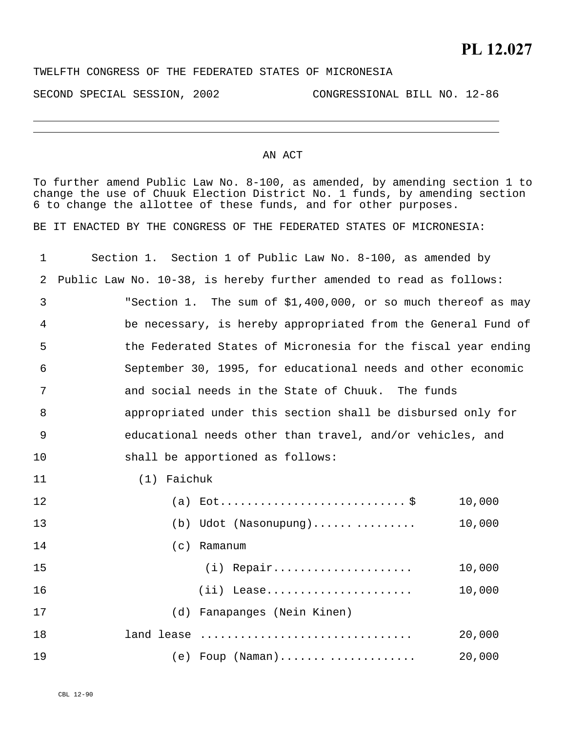**PL 12.027**

TWELFTH CONGRESS OF THE FEDERATED STATES OF MICRONESIA

SECOND SPECIAL SESSION, 2002 CONGRESSIONAL BILL NO. 12-86

---

AN ACT

To further amend Public Law No. 8-100, as amended, by amending section 1 to change the use of Chuuk Election District No. 1 funds, by amending section 6 to change the allottee of these funds, and for other purposes.

BE IT ENACTED BY THE CONGRESS OF THE FEDERATED STATES OF MICRONESIA:

Section 1. Section 1 of Public Law No. 8-100, as amended by Public Law No. 10-38, is hereby further amended to read as follows:

"Section 1. The sum of $1,400,000, or so much thereof as may be necessary, is hereby appropriated from the General Fund of the Federated States of Micronesia for the fiscal year ending September 30, 1995, for educational needs and other economic and social needs in the State of Chuuk. The funds appropriated under this section shall be disbursed only for educational needs other than travel, and/or vehicles, and shall be apportioned as follows:

(1) Faichuk

(a) Eot............................$ 10,000

(b) Udot (Nasonupung)................ 10,000

(c) Ramanum

(i) Repair..................... 10,000

(ii) Lease...................... 10,000

(d) Fanapanges (Nein Kinen) land lease ............................... 20,000

(e) Foup (Naman)...................... 20,000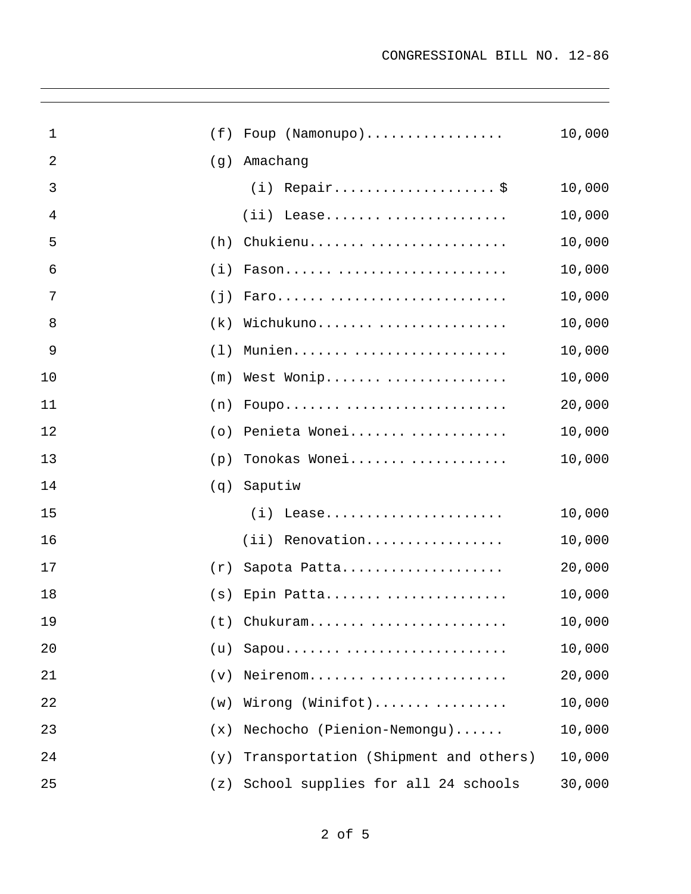| | | |
|---|---|---|
| (f) | Foup (Namonupo)................. | 10,000 |
| (g) | Amachang | |
| | (i) Repair....................$ | 10,000 |
| | (ii) Lease...... .............. | 10,000 |
| (h) | Chukienu....... ................ | 10,000 |
| (i) | Fason..... .................... | 10,000 |
| (j) | Faro..... ..................... | 10,000 |
| (k) | Wichukuno....... ............... | 10,000 |
| (l) | Munien........ .................. | 10,000 |
| (m) | West Wonip...... .............. | 10,000 |
| (n) | Foupo....... ................... | 20,000 |
| (o) | Penieta Wonei...... ........... | 10,000 |
| (p) | Tonokas Wonei..... ........... | 10,000 |
| (q) | Saputiw | |
| | (i) Lease...................... | 10,000 |
| | (ii) Renovation................. | 10,000 |
| (r) | Sapota Patta.................... | 20,000 |
| (s) | Epin Patta...... .............. | 10,000 |
| (t) | Chukuram....... ................ | 10,000 |
| (u) | Sapou....... ................... | 10,000 |
| (v) | Neirenom....... ................ | 20,000 |
| (w) | Wirong (Winifot).......... ....... | 10,000 |
| (x) | Nechocho (Pienion-Nemongu)...... | 10,000 |
| (y) | Transportation (Shipment and others) | 10,000 |
| (z) | School supplies for all 24 schools | 30,000 |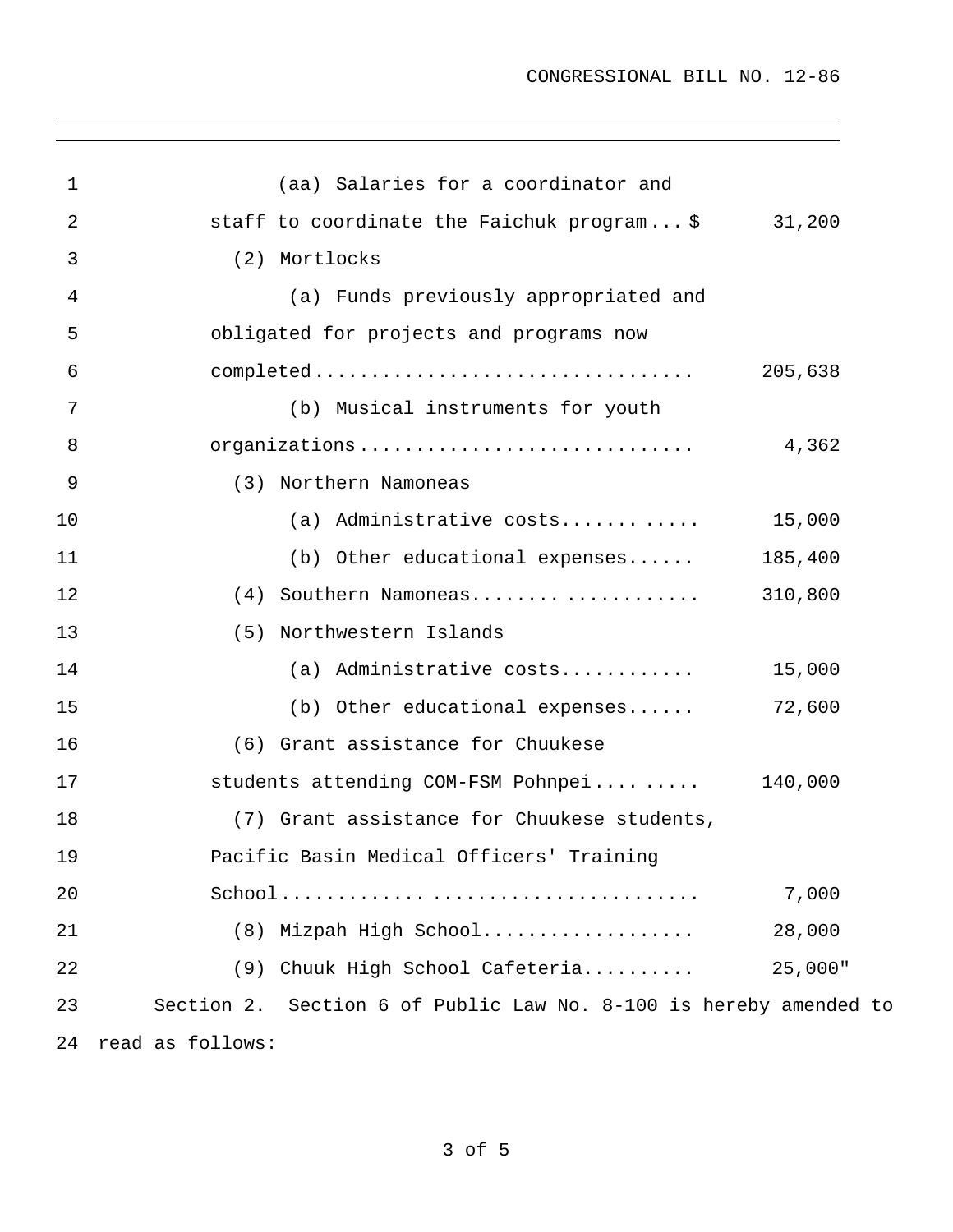CONGRESSIONAL BILL NO. 12-86

(aa) Salaries for a coordinator and staff to coordinate the Faichuk program... $ 31,200

(2) Mortlocks

(a) Funds previously appropriated and obligated for projects and programs now completed................................. 205,638

(b) Musical instruments for youth organizations.............................. 4,362

(3) Northern Namoneas

(a) Administrative costs............ 15,000

(b) Other educational expenses...... 185,400

(4) Southern Namoneas...................... 310,800

(5) Northwestern Islands

(a) Administrative costs............ 15,000

(b) Other educational expenses...... 72,600

(6) Grant assistance for Chuukese students attending COM-FSM Pohnpei......... 140,000

(7) Grant assistance for Chuukese students, Pacific Basin Medical Officers' Training School....................................... 7,000

(8) Mizpah High School.................. 28,000

(9) Chuuk High School Cafeteria.......... 25,000"

Section 2. Section 6 of Public Law No. 8-100 is hereby amended to read as follows: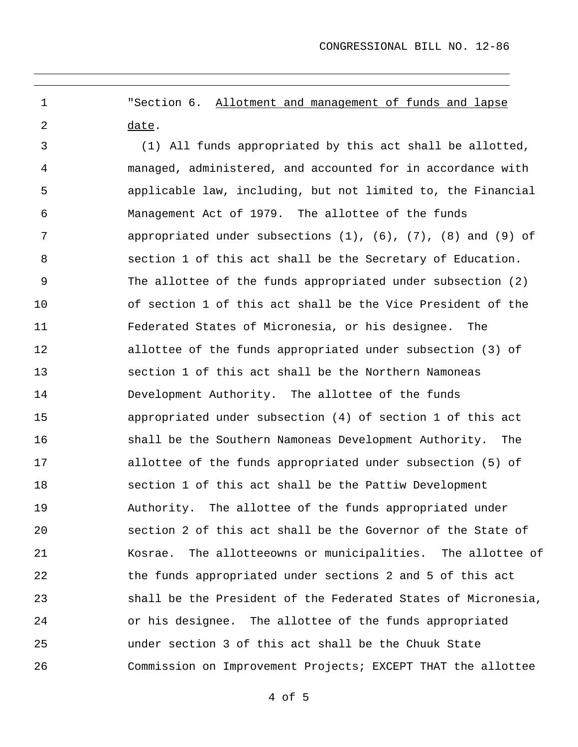"Section 6. Allotment and management of funds and lapse date.

(1) All funds appropriated by this act shall be allotted, managed, administered, and accounted for in accordance with applicable law, including, but not limited to, the Financial Management Act of 1979. The allottee of the funds appropriated under subsections (1), (6), (7), (8) and (9) of section 1 of this act shall be the Secretary of Education. The allottee of the funds appropriated under subsection (2) of section 1 of this act shall be the Vice President of the Federated States of Micronesia, or his designee. The allottee of the funds appropriated under subsection (3) of section 1 of this act shall be the Northern Namoneas Development Authority. The allottee of the funds appropriated under subsection (4) of section 1 of this act shall be the Southern Namoneas Development Authority. The allottee of the funds appropriated under subsection (5) of section 1 of this act shall be the Pattiw Development Authority. The allottee of the funds appropriated under section 2 of this act shall be the Governor of the State of Kosrae. The allotteeowns or municipalities. The allottee of the funds appropriated under sections 2 and 5 of this act shall be the President of the Federated States of Micronesia, or his designee. The allottee of the funds appropriated under section 3 of this act shall be the Chuuk State Commission on Improvement Projects; EXCEPT THAT the allottee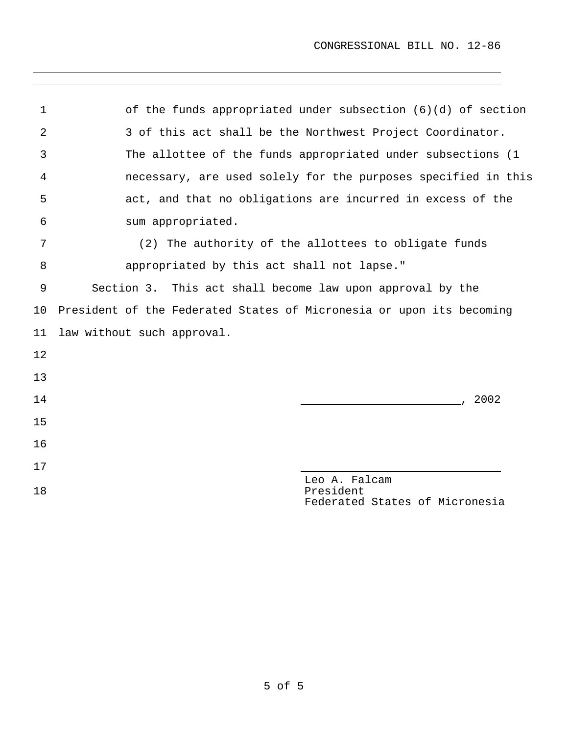of the funds appropriated under subsection (6)(d) of section 3 of this act shall be the Northwest Project Coordinator. The allottee of the funds appropriated under subsections (1 necessary, are used solely for the purposes specified in this act, and that no obligations are incurred in excess of the sum appropriated.

(2) The authority of the allottees to obligate funds appropriated by this act shall not lapse."

Section 3. This act shall become law upon approval by the President of the Federated States of Micronesia or upon its becoming law without such approval.

\_\_\_\_\_\_\_\_\_\_\_\_\_\_\_\_\_\_\_\_\_\_\_\_, 2002

\_\_\_\_\_\_\_\_\_\_\_\_\_\_\_\_\_\_\_\_\_\_\_\_\_\_\_

Leo A. Falcam
President
Federated States of Micronesia